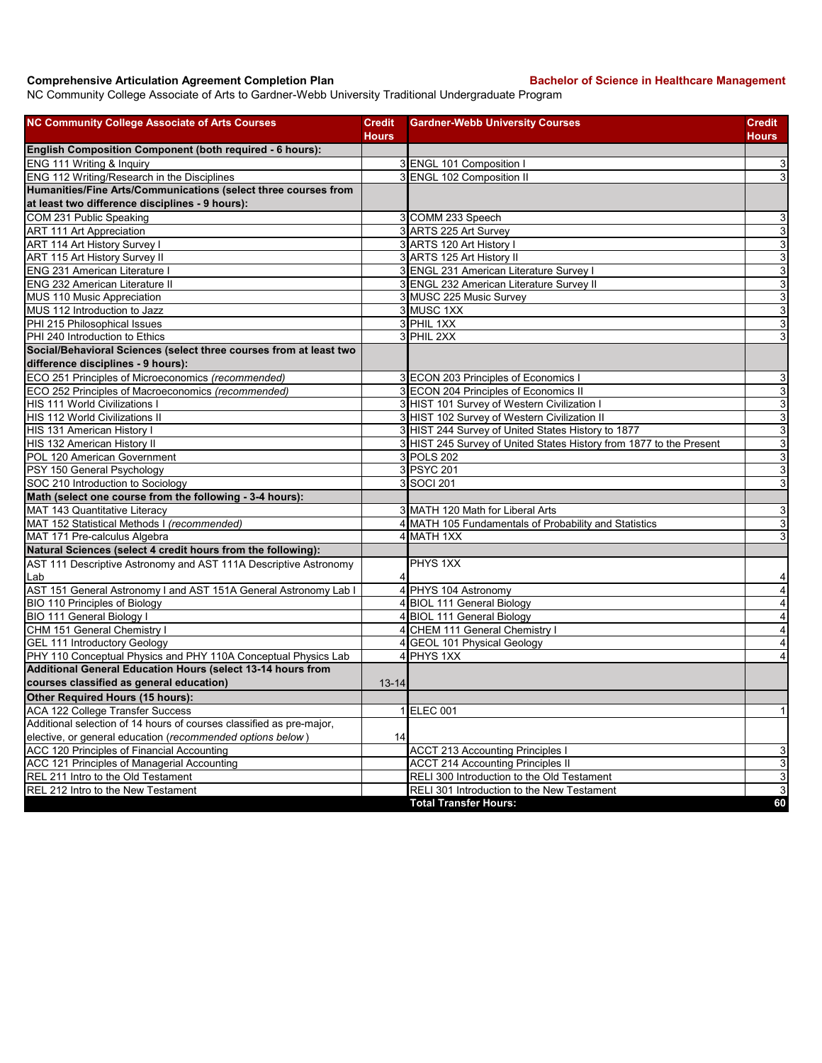**Comprehensive Articulation Agreement Completion Plan** **Bachelor of Science in Healthcare Management**

NC Community College Associate of Arts to Gardner-Webb University Traditional Undergraduate Program

| NC Community College Associate of Arts Courses | Credit Hours | Gardner-Webb University Courses | Credit Hours |
|---|---|---|---|
| **English Composition Component (both required - 6 hours):** | | | |
| ENG 111 Writing & Inquiry | 3 | ENGL 101 Composition I | 3 |
| ENG 112 Writing/Research in the Disciplines | 3 | ENGL 102 Composition II | 3 |
| **Humanities/Fine Arts/Communications (select three courses from at least two difference disciplines - 9 hours):** | | | |
| COM 231 Public Speaking | 3 | COMM 233 Speech | 3 |
| ART 111 Art Appreciation | 3 | ARTS 225 Art Survey | 3 |
| ART 114 Art History Survey I | 3 | ARTS 120 Art History I | 3 |
| ART 115 Art History Survey II | 3 | ARTS 125 Art History II | 3 |
| ENG 231 American Literature I | 3 | ENGL 231 American Literature Survey I | 3 |
| ENG 232 American Literature II | 3 | ENGL 232 American Literature Survey II | 3 |
| MUS 110 Music Appreciation | 3 | MUSC 225 Music Survey | 3 |
| MUS 112 Introduction to Jazz | 3 | MUSC 1XX | 3 |
| PHI 215 Philosophical Issues | 3 | PHIL 1XX | 3 |
| PHI 240 Introduction to Ethics | 3 | PHIL 2XX | 3 |
| **Social/Behavioral Sciences (select three courses from at least two difference disciplines - 9 hours):** | | | |
| ECO 251 Principles of Microeconomics *(recommended)* | 3 | ECON 203 Principles of Economics I | 3 |
| ECO 252 Principles of Macroeconomics *(recommended)* | 3 | ECON 204 Principles of Economics II | 3 |
| HIS 111 World Civilizations I | 3 | HIST 101 Survey of Western Civilization I | 3 |
| HIS 112 World Civilizations II | 3 | HIST 102 Survey of Western Civilization II | 3 |
| HIS 131 American History I | 3 | HIST 244 Survey of United States History to 1877 | 3 |
| HIS 132 American History II | 3 | HIST 245 Survey of United States History from 1877 to the Present | 3 |
| POL 120 American Government | 3 | POLS 202 | 3 |
| PSY 150 General Psychology | 3 | PSYC 201 | 3 |
| SOC 210 Introduction to Sociology | 3 | SOCI 201 | 3 |
| **Math (select one course from the following - 3-4 hours):** | | | |
| MAT 143 Quantitative Literacy | 3 | MATH 120 Math for Liberal Arts | 3 |
| MAT 152 Statistical Methods I *(recommended)* | 4 | MATH 105 Fundamentals of Probability and Statistics | 3 |
| MAT 171 Pre-calculus Algebra | 4 | MATH 1XX | 3 |
| **Natural Sciences (select 4 credit hours from the following):** | | | |
| AST 111 Descriptive Astronomy and AST 111A Descriptive Astronomy Lab | 4 | PHYS 1XX | 4 |
| AST 151 General Astronomy I and AST 151A General Astronomy Lab I | 4 | PHYS 104 Astronomy | 4 |
| BIO 110 Principles of Biology | 4 | BIOL 111 General Biology | 4 |
| BIO 111 General Biology I | 4 | BIOL 111 General Biology | 4 |
| CHM 151 General Chemistry I | 4 | CHEM 111 General Chemistry I | 4 |
| GEL 111 Introductory Geology | 4 | GEOL 101 Physical Geology | 4 |
| PHY 110 Conceptual Physics and PHY 110A Conceptual Physics Lab | 4 | PHYS 1XX | 4 |
| **Additional General Education Hours (select 13-14 hours from courses classified as general education)** | 13-14 | | |
| **Other Required Hours (15 hours):** | | | |
| ACA 122 College Transfer Success | 1 | ELEC 001 | 1 |
| Additional selection of 14 hours of courses classified as pre-major, elective, or general education (*recommended options below*) | 14 | | |
| ACC 120 Principles of Financial Accounting | | ACCT 213 Accounting Principles I | 3 |
| ACC 121 Principles of Managerial Accounting | | ACCT 214 Accounting Principles II | 3 |
| REL 211 Intro to the Old Testament | | RELI 300 Introduction to the Old Testament | 3 |
| REL 212 Intro to the New Testament | | RELI 301 Introduction to the New Testament | 3 |
| | | **Total Transfer Hours:** | **60** |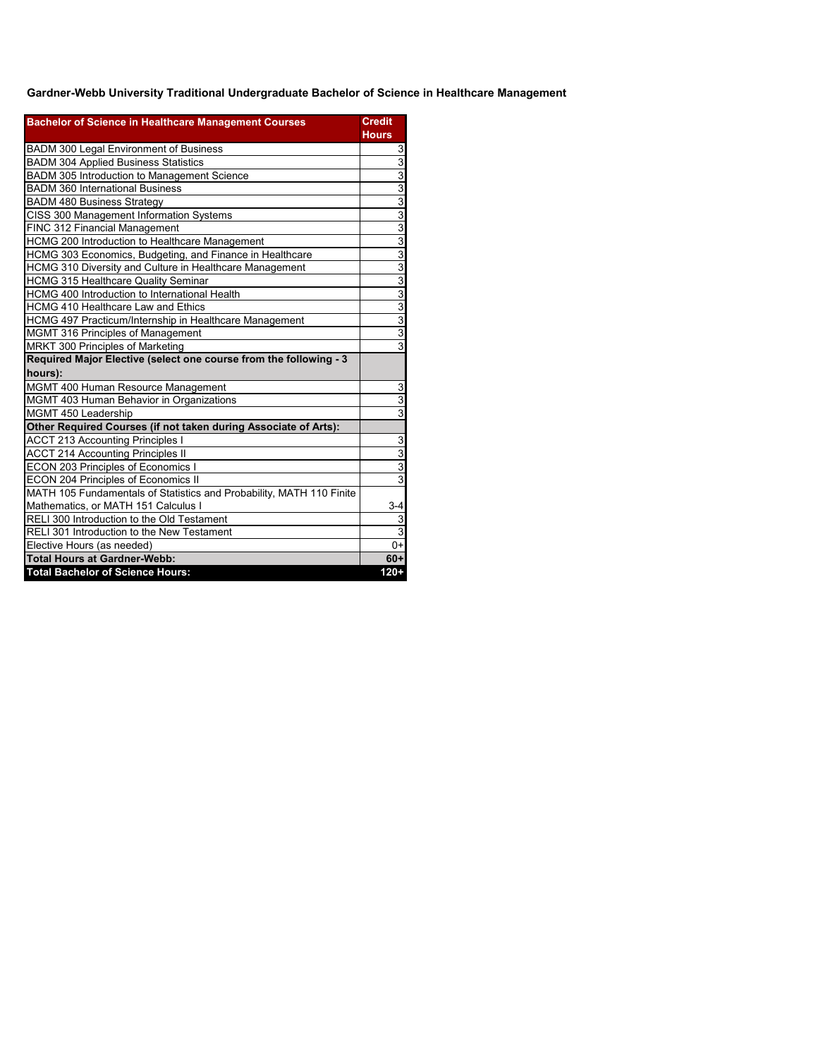**Gardner-Webb University Traditional Undergraduate Bachelor of Science in Healthcare Management**

| Bachelor of Science in Healthcare Management Courses | Credit Hours |
|---|---|
| BADM 300 Legal Environment of Business | 3 |
| BADM 304 Applied Business Statistics | 3 |
| BADM 305 Introduction to Management Science | 3 |
| BADM 360 International Business | 3 |
| BADM 480 Business Strategy | 3 |
| CISS 300 Management Information Systems | 3 |
| FINC 312 Financial Management | 3 |
| HCMG 200 Introduction to Healthcare Management | 3 |
| HCMG 303 Economics, Budgeting, and Finance in Healthcare | 3 |
| HCMG 310 Diversity and Culture in Healthcare Management | 3 |
| HCMG 315 Healthcare Quality Seminar | 3 |
| HCMG 400 Introduction to International Health | 3 |
| HCMG 410 Healthcare Law and Ethics | 3 |
| HCMG 497 Practicum/Internship in Healthcare Management | 3 |
| MGMT 316 Principles of Management | 3 |
| MRKT 300 Principles of Marketing | 3 |
| **Required Major Elective (select one course from the following - 3 hours):** | |
| MGMT 400 Human Resource Management | 3 |
| MGMT 403 Human Behavior in Organizations | 3 |
| MGMT 450 Leadership | 3 |
| **Other Required Courses (if not taken during Associate of Arts):** | |
| ACCT 213 Accounting Principles I | 3 |
| ACCT 214 Accounting Principles II | 3 |
| ECON 203 Principles of Economics I | 3 |
| ECON 204 Principles of Economics II | 3 |
| MATH 105 Fundamentals of Statistics and Probability, MATH 110 Finite Mathematics, or MATH 151 Calculus I | 3-4 |
| RELI 300 Introduction to the Old Testament | 3 |
| RELI 301 Introduction to the New Testament | 3 |
| Elective Hours (as needed) | 0+ |
| **Total Hours at Gardner-Webb:** | **60+** |
| **Total Bachelor of Science Hours:** | **120+** |